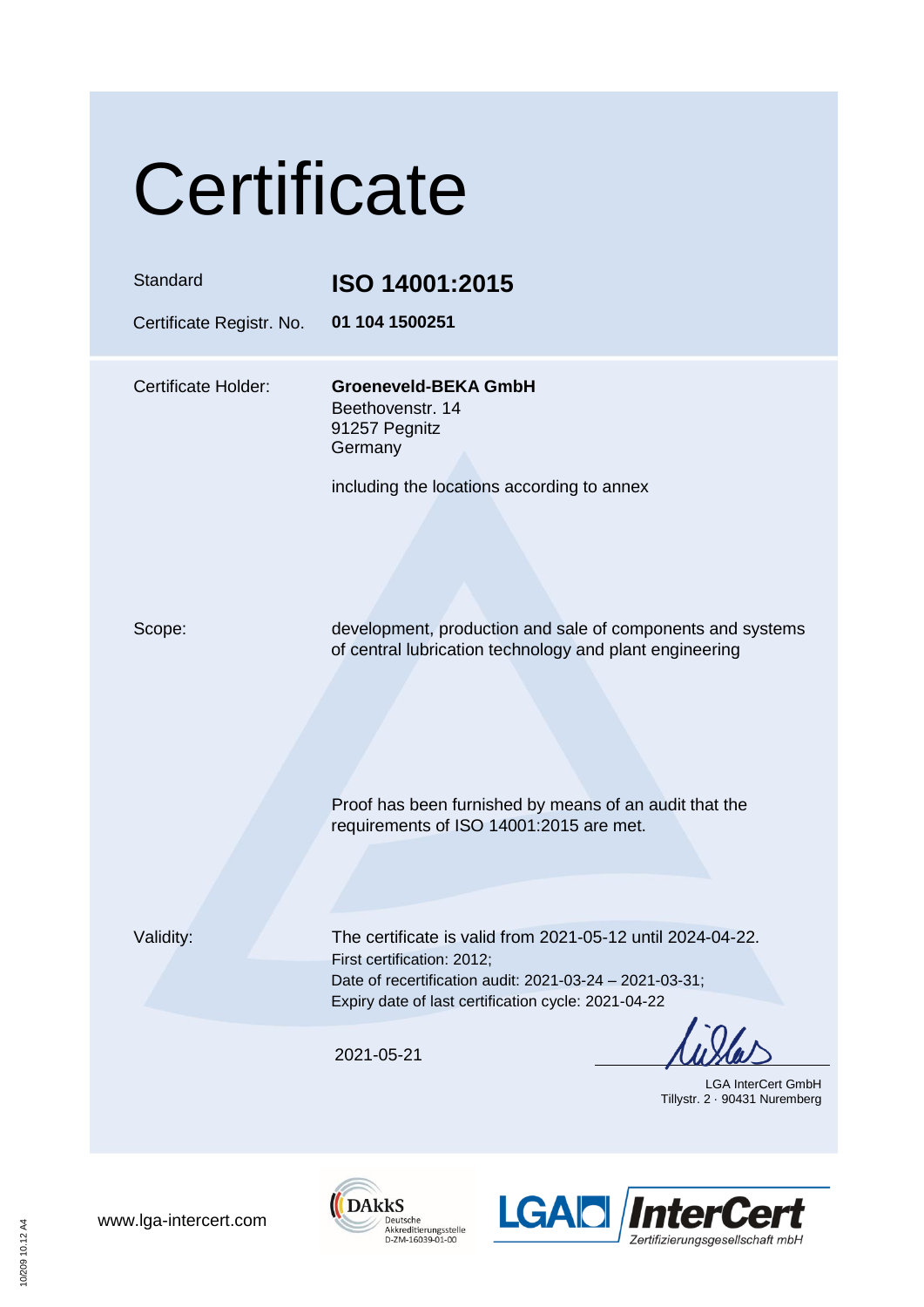# Certificate

| | |
|---|---|
| Standard | **ISO 14001:2015** |
| Certificate Registr. No. | **01 104 1500251** |

Certificate Holder: **Groeneveld-BEKA GmbH**
Beethovenstr. 14
91257 Pegnitz
Germany

including the locations according to annex

Scope: development, production and sale of components and systems of central lubrication technology and plant engineering

Proof has been furnished by means of an audit that the requirements of ISO 14001:2015 are met.

Validity: The certificate is valid from 2021-05-12 until 2024-04-22.
First certification: 2012;
Date of recertification audit: 2021-03-24 – 2021-03-31;
Expiry date of last certification cycle: 2021-04-22

2021-05-21

LGA InterCert GmbH
Tillystr. 2 · 90431 Nuremberg

www.lga-intercert.com

DAkkS Deutsche Akkreditierungsstelle D-ZM-16039-01-00

LGA InterCert Zertifizierungsgesellschaft mbH

10/209 10.12 A4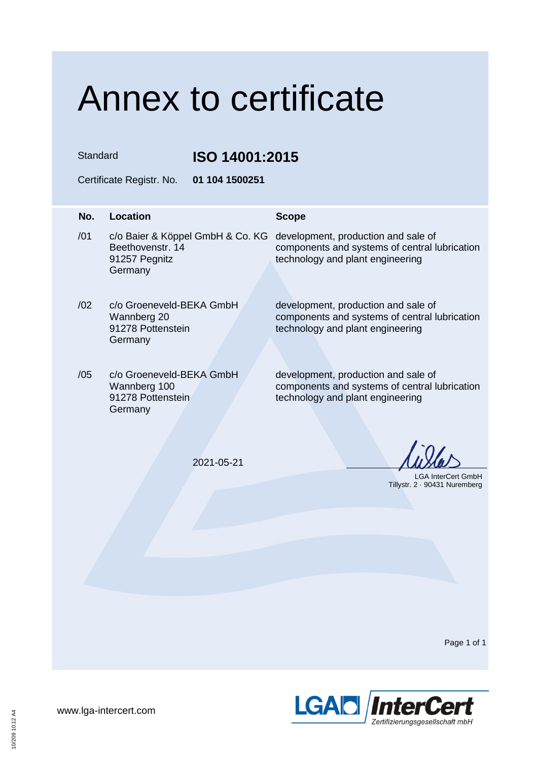# Annex to certificate

Standard **ISO 14001:2015**

Certificate Registr. No. **01 104 1500251**

| No. | Location | Scope |
|---|---|---|
| /01 | c/o Baier & Köppel GmbH & Co. KG<br>Beethovenstr. 14<br>91257 Pegnitz<br>Germany | development, production and sale of components and systems of central lubrication technology and plant engineering |
| /02 | c/o Groeneveld-BEKA GmbH<br>Wannberg 20<br>91278 Pottenstein<br>Germany | development, production and sale of components and systems of central lubrication technology and plant engineering |
| /05 | c/o Groeneveld-BEKA GmbH<br>Wannberg 100<br>91278 Pottenstein<br>Germany | development, production and sale of components and systems of central lubrication technology and plant engineering |

2021-05-21

LGA InterCert GmbH
Tillystr. 2 · 90431 Nuremberg

www.lga-intercert.com

LGA InterCert Zertifizierungsgesellschaft mbH

10/209 10.12 A4